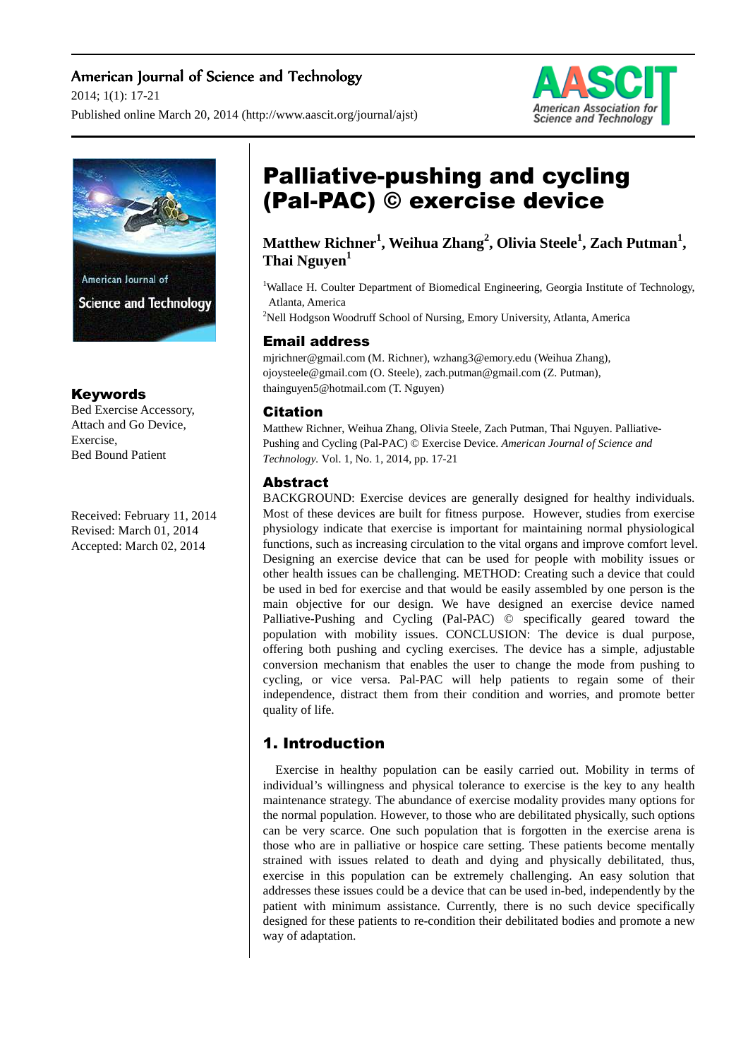# Palliative-pushing and cycling (Pal-PAC) © exercise device

**Matthew Richner[1], Weihua Zhang[2], Olivia Steele[1], Zach Putman[1], Thai Nguyen[1]**

[1]Wallace H. Coulter Department of Biomedical Engineering, Georgia Institute of Technology, Atlanta, America

[2]Nell Hodgson Woodruff School of Nursing, Emory University, Atlanta, America

## Email address

mjrichner@gmail.com (M. Richner), wzhang3@emory.edu (Weihua Zhang), ojoysteele@gmail.com (O. Steele), zach.putman@gmail.com (Z. Putman), thainguyen5@hotmail.com (T. Nguyen)

## Citation

Matthew Richner, Weihua Zhang, Olivia Steele, Zach Putman, Thai Nguyen. Palliative-Pushing and Cycling (Pal-PAC) © Exercise Device. *American Journal of Science and Technology.* Vol. 1, No. 1, 2014, pp. 17-21

## Keywords

Bed Exercise Accessory,
Attach and Go Device,
Exercise,
Bed Bound Patient

Received: February 11, 2014
Revised: March 01, 2014
Accepted: March 02, 2014

## Abstract

BACKGROUND: Exercise devices are generally designed for healthy individuals. Most of these devices are built for fitness purpose. However, studies from exercise physiology indicate that exercise is important for maintaining normal physiological functions, such as increasing circulation to the vital organs and improve comfort level. Designing an exercise device that can be used for people with mobility issues or other health issues can be challenging. METHOD: Creating such a device that could be used in bed for exercise and that would be easily assembled by one person is the main objective for our design. We have designed an exercise device named Palliative-Pushing and Cycling (Pal-PAC) © specifically geared toward the population with mobility issues. CONCLUSION: The device is dual purpose, offering both pushing and cycling exercises. The device has a simple, adjustable conversion mechanism that enables the user to change the mode from pushing to cycling, or vice versa. Pal-PAC will help patients to regain some of their independence, distract them from their condition and worries, and promote better quality of life.

## 1. Introduction

Exercise in healthy population can be easily carried out. Mobility in terms of individual's willingness and physical tolerance to exercise is the key to any health maintenance strategy. The abundance of exercise modality provides many options for the normal population. However, to those who are debilitated physically, such options can be very scarce. One such population that is forgotten in the exercise arena is those who are in palliative or hospice care setting. These patients become mentally strained with issues related to death and dying and physically debilitated, thus, exercise in this population can be extremely challenging. An easy solution that addresses these issues could be a device that can be used in-bed, independently by the patient with minimum assistance. Currently, there is no such device specifically designed for these patients to re-condition their debilitated bodies and promote a new way of adaptation.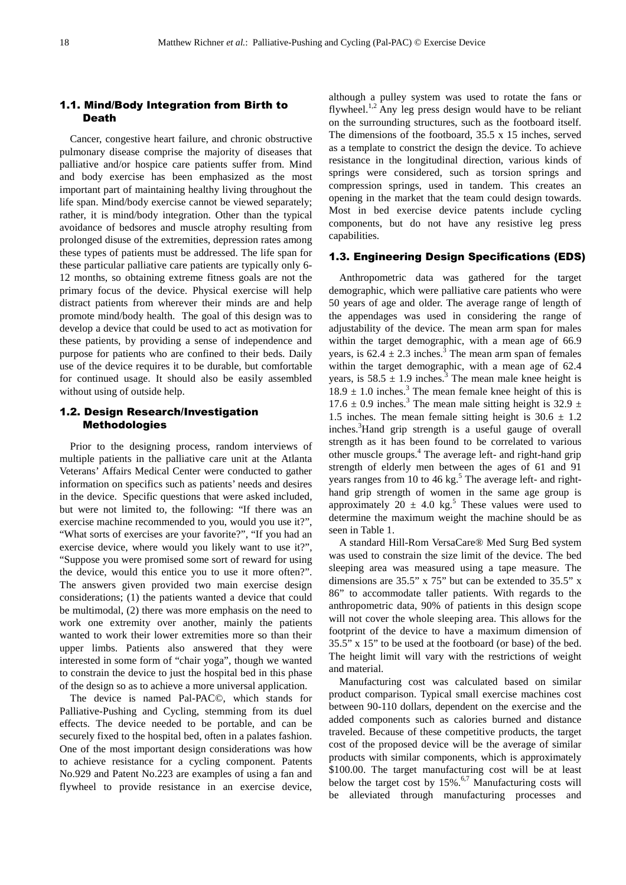### 1.1. Mind/Body Integration from Birth to Death

Cancer, congestive heart failure, and chronic obstructive pulmonary disease comprise the majority of diseases that palliative and/or hospice care patients suffer from. Mind and body exercise has been emphasized as the most important part of maintaining healthy living throughout the life span. Mind/body exercise cannot be viewed separately; rather, it is mind/body integration. Other than the typical avoidance of bedsores and muscle atrophy resulting from prolonged disuse of the extremities, depression rates among these types of patients must be addressed. The life span for these particular palliative care patients are typically only 6-12 months, so obtaining extreme fitness goals are not the primary focus of the device. Physical exercise will help distract patients from wherever their minds are and help promote mind/body health. The goal of this design was to develop a device that could be used to act as motivation for these patients, by providing a sense of independence and purpose for patients who are confined to their beds. Daily use of the device requires it to be durable, but comfortable for continued usage. It should also be easily assembled without using of outside help.

### 1.2. Design Research/Investigation Methodologies

Prior to the designing process, random interviews of multiple patients in the palliative care unit at the Atlanta Veterans' Affairs Medical Center were conducted to gather information on specifics such as patients' needs and desires in the device. Specific questions that were asked included, but were not limited to, the following: "If there was an exercise machine recommended to you, would you use it?", "What sorts of exercises are your favorite?", "If you had an exercise device, where would you likely want to use it?", "Suppose you were promised some sort of reward for using the device, would this entice you to use it more often?". The answers given provided two main exercise design considerations; (1) the patients wanted a device that could be multimodal, (2) there was more emphasis on the need to work one extremity over another, mainly the patients wanted to work their lower extremities more so than their upper limbs. Patients also answered that they were interested in some form of "chair yoga", though we wanted to constrain the device to just the hospital bed in this phase of the design so as to achieve a more universal application.

The device is named Pal-PAC©, which stands for Palliative-Pushing and Cycling, stemming from its duel effects. The device needed to be portable, and can be securely fixed to the hospital bed, often in a palates fashion. One of the most important design considerations was how to achieve resistance for a cycling component. Patents No.929 and Patent No.223 are examples of using a fan and flywheel to provide resistance in an exercise device, although a pulley system was used to rotate the fans or flywheel.[1,2] Any leg press design would have to be reliant on the surrounding structures, such as the footboard itself. The dimensions of the footboard, 35.5 x 15 inches, served as a template to constrict the design the device. To achieve resistance in the longitudinal direction, various kinds of springs were considered, such as torsion springs and compression springs, used in tandem. This creates an opening in the market that the team could design towards. Most in bed exercise device patents include cycling components, but do not have any resistive leg press capabilities.

### 1.3. Engineering Design Specifications (EDS)

Anthropometric data was gathered for the target demographic, which were palliative care patients who were 50 years of age and older. The average range of length of the appendages was used in considering the range of adjustability of the device. The mean arm span for males within the target demographic, with a mean age of 66.9 years, is $62.4 \pm 2.3$ inches.[3] The mean arm span of females within the target demographic, with a mean age of 62.4 years, is $58.5 \pm 1.9$ inches.[3] The mean male knee height is $18.9 \pm 1.0$ inches.[3] The mean female knee height of this is $17.6 \pm 0.9$ inches.[3] The mean male sitting height is $32.9 \pm 1.5$ inches. The mean female sitting height is $30.6 \pm 1.2$ inches.[3] Hand grip strength is a useful gauge of overall strength as it has been found to be correlated to various other muscle groups.[4] The average left- and right-hand grip strength of elderly men between the ages of 61 and 91 years ranges from 10 to 46 kg.[5] The average left- and right-hand grip strength of women in the same age group is approximately $20 \pm 4.0$ kg.[5] These values were used to determine the maximum weight the machine should be as seen in Table 1.

A standard Hill-Rom VersaCare® Med Surg Bed system was used to constrain the size limit of the device. The bed sleeping area was measured using a tape measure. The dimensions are 35.5" x 75" but can be extended to 35.5" x 86" to accommodate taller patients. With regards to the anthropometric data, 90% of patients in this design scope will not cover the whole sleeping area. This allows for the footprint of the device to have a maximum dimension of 35.5" x 15" to be used at the footboard (or base) of the bed. The height limit will vary with the restrictions of weight and material.

Manufacturing cost was calculated based on similar product comparison. Typical small exercise machines cost between 90-110 dollars, dependent on the exercise and the added components such as calories burned and distance traveled. Because of these competitive products, the target cost of the proposed device will be the average of similar products with similar components, which is approximately \$100.00. The target manufacturing cost will be at least below the target cost by 15%.[6,7] Manufacturing costs will be alleviated through manufacturing processes and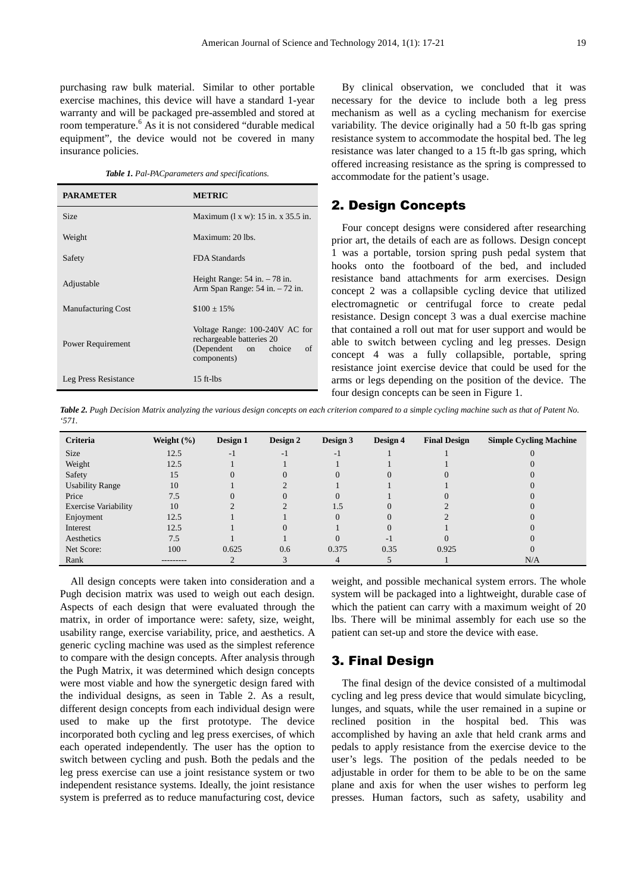purchasing raw bulk material. Similar to other portable exercise machines, this device will have a standard 1-year warranty and will be packaged pre-assembled and stored at room temperature.[6] As it is not considered "durable medical equipment", the device would not be covered in many insurance policies.

***Table 1.*** *Pal-PACparameters and specifications.*

| PARAMETER | METRIC |
|---|---|
| Size | Maximum (l x w): 15 in. x 35.5 in. |
| Weight | Maximum: 20 lbs. |
| Safety | FDA Standards |
| Adjustable | Height Range: 54 in. – 78 in. Arm Span Range: 54 in. – 72 in. |
| Manufacturing Cost | $100 ± 15% |
| Power Requirement | Voltage Range: 100-240V AC for rechargeable batteries 20 (Dependent on choice of components) |
| Leg Press Resistance | 15 ft-lbs |

By clinical observation, we concluded that it was necessary for the device to include both a leg press mechanism as well as a cycling mechanism for exercise variability. The device originally had a 50 ft-lb gas spring resistance system to accommodate the hospital bed. The leg resistance was later changed to a 15 ft-lb gas spring, which offered increasing resistance as the spring is compressed to accommodate for the patient's usage.

## 2. Design Concepts

Four concept designs were considered after researching prior art, the details of each are as follows. Design concept 1 was a portable, torsion spring push pedal system that hooks onto the footboard of the bed, and included resistance band attachments for arm exercises. Design concept 2 was a collapsible cycling device that utilized electromagnetic or centrifugal force to create pedal resistance. Design concept 3 was a dual exercise machine that contained a roll out mat for user support and would be able to switch between cycling and leg presses. Design concept 4 was a fully collapsible, portable, spring resistance joint exercise device that could be used for the arms or legs depending on the position of the device. The four design concepts can be seen in Figure 1.

***Table 2.*** *Pugh Decision Matrix analyzing the various design concepts on each criterion compared to a simple cycling machine such as that of Patent No. '571.*

| Criteria | Weight (%) | Design 1 | Design 2 | Design 3 | Design 4 | Final Design | Simple Cycling Machine |
|---|---|---|---|---|---|---|---|
| Size | 12.5 | -1 | -1 | -1 | 1 | 1 | 0 |
| Weight | 12.5 | 1 | 1 | 1 | 1 | 1 | 0 |
| Safety | 15 | 0 | 0 | 0 | 0 | 0 | 0 |
| Usability Range | 10 | 1 | 2 | 1 | 1 | 1 | 0 |
| Price | 7.5 | 0 | 0 | 0 | 1 | 0 | 0 |
| Exercise Variability | 10 | 2 | 2 | 1.5 | 0 | 2 | 0 |
| Enjoyment | 12.5 | 1 | 1 | 0 | 0 | 2 | 0 |
| Interest | 12.5 | 1 | 0 | 1 | 0 | 1 | 0 |
| Aesthetics | 7.5 | 1 | 1 | 0 | -1 | 0 | 0 |
| Net Score: | 100 | 0.625 | 0.6 | 0.375 | 0.35 | 0.925 | 0 |
| Rank | --------- | 2 | 3 | 4 | 5 | 1 | N/A |

All design concepts were taken into consideration and a Pugh decision matrix was used to weigh out each design. Aspects of each design that were evaluated through the matrix, in order of importance were: safety, size, weight, usability range, exercise variability, price, and aesthetics. A generic cycling machine was used as the simplest reference to compare with the design concepts. After analysis through the Pugh Matrix, it was determined which design concepts were most viable and how the synergetic design fared with the individual designs, as seen in Table 2. As a result, different design concepts from each individual design were used to make up the first prototype. The device incorporated both cycling and leg press exercises, of which each operated independently. The user has the option to switch between cycling and push. Both the pedals and the leg press exercise can use a joint resistance system or two independent resistance systems. Ideally, the joint resistance system is preferred as to reduce manufacturing cost, device weight, and possible mechanical system errors. The whole system will be packaged into a lightweight, durable case of which the patient can carry with a maximum weight of 20 lbs. There will be minimal assembly for each use so the patient can set-up and store the device with ease.

## 3. Final Design

The final design of the device consisted of a multimodal cycling and leg press device that would simulate bicycling, lunges, and squats, while the user remained in a supine or reclined position in the hospital bed. This was accomplished by having an axle that held crank arms and pedals to apply resistance from the exercise device to the user's legs. The position of the pedals needed to be adjustable in order for them to be able to be on the same plane and axis for when the user wishes to perform leg presses. Human factors, such as safety, usability and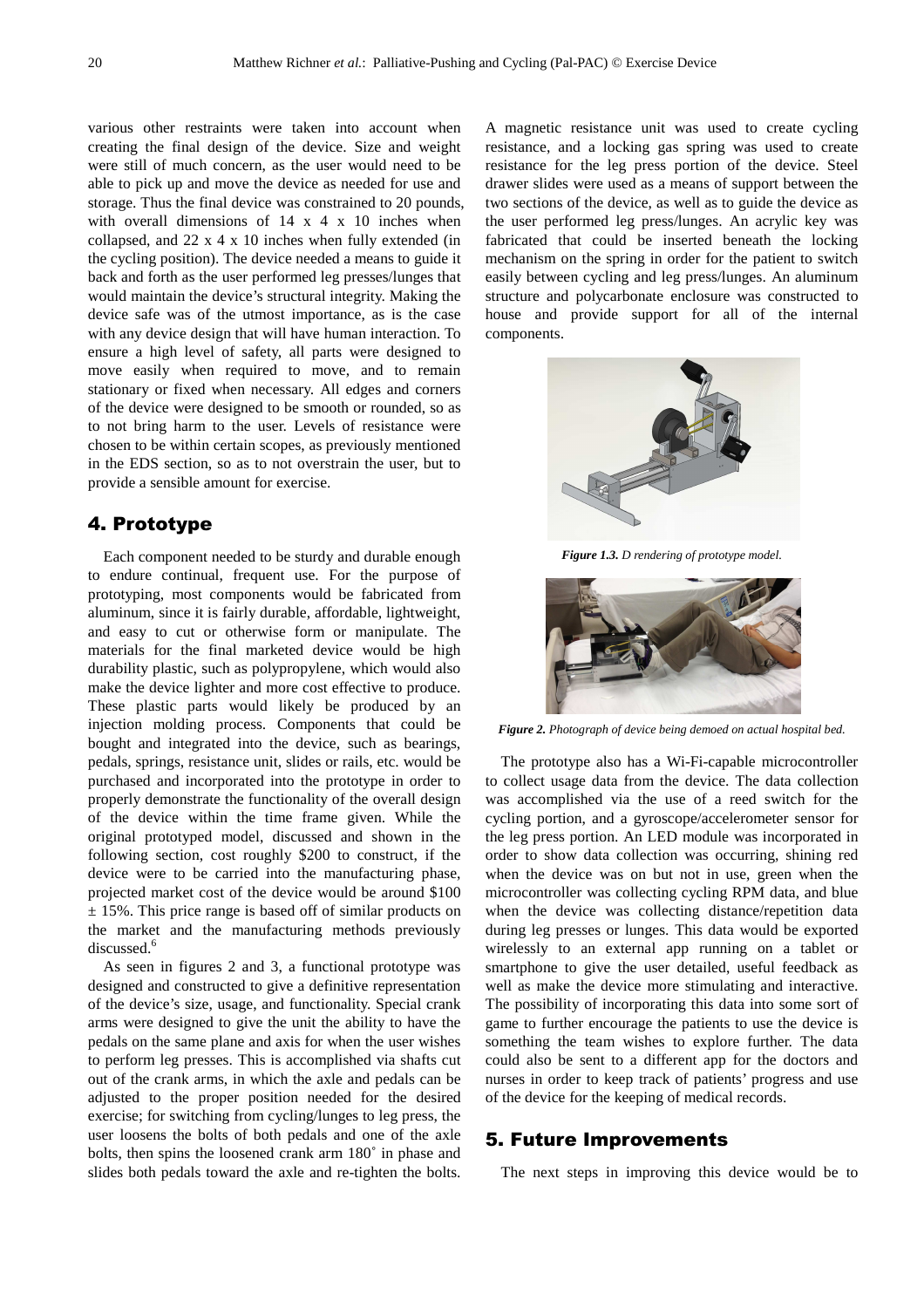various other restraints were taken into account when creating the final design of the device. Size and weight were still of much concern, as the user would need to be able to pick up and move the device as needed for use and storage. Thus the final device was constrained to 20 pounds, with overall dimensions of 14 x 4 x 10 inches when collapsed, and 22 x 4 x 10 inches when fully extended (in the cycling position). The device needed a means to guide it back and forth as the user performed leg presses/lunges that would maintain the device's structural integrity. Making the device safe was of the utmost importance, as is the case with any device design that will have human interaction. To ensure a high level of safety, all parts were designed to move easily when required to move, and to remain stationary or fixed when necessary. All edges and corners of the device were designed to be smooth or rounded, so as to not bring harm to the user. Levels of resistance were chosen to be within certain scopes, as previously mentioned in the EDS section, so as to not overstrain the user, but to provide a sensible amount for exercise.

## 4. Prototype

Each component needed to be sturdy and durable enough to endure continual, frequent use. For the purpose of prototyping, most components would be fabricated from aluminum, since it is fairly durable, affordable, lightweight, and easy to cut or otherwise form or manipulate. The materials for the final marketed device would be high durability plastic, such as polypropylene, which would also make the device lighter and more cost effective to produce. These plastic parts would likely be produced by an injection molding process. Components that could be bought and integrated into the device, such as bearings, pedals, springs, resistance unit, slides or rails, etc. would be purchased and incorporated into the prototype in order to properly demonstrate the functionality of the overall design of the device within the time frame given. While the original prototyped model, discussed and shown in the following section, cost roughly $200 to construct, if the device were to be carried into the manufacturing phase, projected market cost of the device would be around $100 ± 15%. This price range is based off of similar products on the market and the manufacturing methods previously discussed.[6]

As seen in figures 2 and 3, a functional prototype was designed and constructed to give a definitive representation of the device's size, usage, and functionality. Special crank arms were designed to give the unit the ability to have the pedals on the same plane and axis for when the user wishes to perform leg presses. This is accomplished via shafts cut out of the crank arms, in which the axle and pedals can be adjusted to the proper position needed for the desired exercise; for switching from cycling/lunges to leg press, the user loosens the bolts of both pedals and one of the axle bolts, then spins the loosened crank arm 180˚ in phase and slides both pedals toward the axle and re-tighten the bolts. A magnetic resistance unit was used to create cycling resistance, and a locking gas spring was used to create resistance for the leg press portion of the device. Steel drawer slides were used as a means of support between the two sections of the device, as well as to guide the device as the user performed leg press/lunges. An acrylic key was fabricated that could be inserted beneath the locking mechanism on the spring in order for the patient to switch easily between cycling and leg press/lunges. An aluminum structure and polycarbonate enclosure was constructed to house and provide support for all of the internal components.

***Figure 1.3.*** *D rendering of prototype model.*

***Figure 2.*** *Photograph of device being demoed on actual hospital bed.*

The prototype also has a Wi-Fi-capable microcontroller to collect usage data from the device. The data collection was accomplished via the use of a reed switch for the cycling portion, and a gyroscope/accelerometer sensor for the leg press portion. An LED module was incorporated in order to show data collection was occurring, shining red when the device was on but not in use, green when the microcontroller was collecting cycling RPM data, and blue when the device was collecting distance/repetition data during leg presses or lunges. This data would be exported wirelessly to an external app running on a tablet or smartphone to give the user detailed, useful feedback as well as make the device more stimulating and interactive. The possibility of incorporating this data into some sort of game to further encourage the patients to use the device is something the team wishes to explore further. The data could also be sent to a different app for the doctors and nurses in order to keep track of patients' progress and use of the device for the keeping of medical records.

## 5. Future Improvements

The next steps in improving this device would be to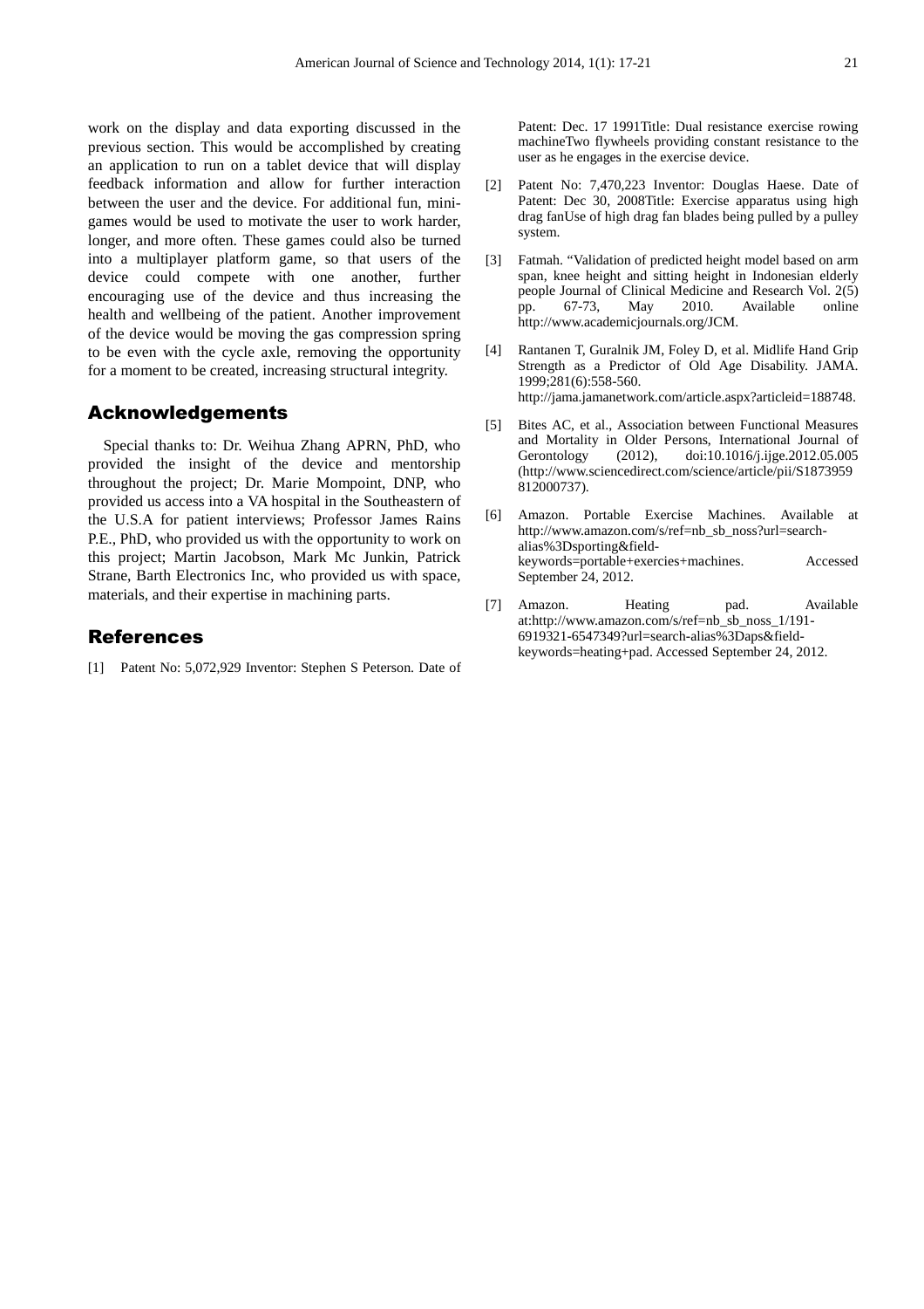work on the display and data exporting discussed in the previous section. This would be accomplished by creating an application to run on a tablet device that will display feedback information and allow for further interaction between the user and the device. For additional fun, mini-games would be used to motivate the user to work harder, longer, and more often. These games could also be turned into a multiplayer platform game, so that users of the device could compete with one another, further encouraging use of the device and thus increasing the health and wellbeing of the patient. Another improvement of the device would be moving the gas compression spring to be even with the cycle axle, removing the opportunity for a moment to be created, increasing structural integrity.

## Acknowledgements

Special thanks to: Dr. Weihua Zhang APRN, PhD, who provided the insight of the device and mentorship throughout the project; Dr. Marie Mompoint, DNP, who provided us access into a VA hospital in the Southeastern of the U.S.A for patient interviews; Professor James Rains P.E., PhD, who provided us with the opportunity to work on this project; Martin Jacobson, Mark Mc Junkin, Patrick Strane, Barth Electronics Inc, who provided us with space, materials, and their expertise in machining parts.

## References

[1] Patent No: 5,072,929 Inventor: Stephen S Peterson. Date of Patent: Dec. 17 1991Title: Dual resistance exercise rowing machineTwo flywheels providing constant resistance to the user as he engages in the exercise device.

[2] Patent No: 7,470,223 Inventor: Douglas Haese. Date of Patent: Dec 30, 2008Title: Exercise apparatus using high drag fanUse of high drag fan blades being pulled by a pulley system.

[3] Fatmah. “Validation of predicted height model based on arm span, knee height and sitting height in Indonesian elderly people Journal of Clinical Medicine and Research Vol. 2(5) pp. 67-73, May 2010. Available online http://www.academicjournals.org/JCM.

[4] Rantanen T, Guralnik JM, Foley D, et al. Midlife Hand Grip Strength as a Predictor of Old Age Disability. JAMA. 1999;281(6):558-560. http://jama.jamanetwork.com/article.aspx?articleid=188748.

[5] Bites AC, et al., Association between Functional Measures and Mortality in Older Persons, International Journal of Gerontology (2012), doi:10.1016/j.ijge.2012.05.005 (http://www.sciencedirect.com/science/article/pii/S1873959812000737).

[6] Amazon. Portable Exercise Machines. Available at http://www.amazon.com/s/ref=nb_sb_noss?url=search-alias%3Dsporting&field-keywords=portable+exercies+machines. Accessed September 24, 2012.

[7] Amazon. Heating pad. Available at:http://www.amazon.com/s/ref=nb_sb_noss_1/191-6919321-6547349?url=search-alias%3Daps&field-keywords=heating+pad. Accessed September 24, 2012.